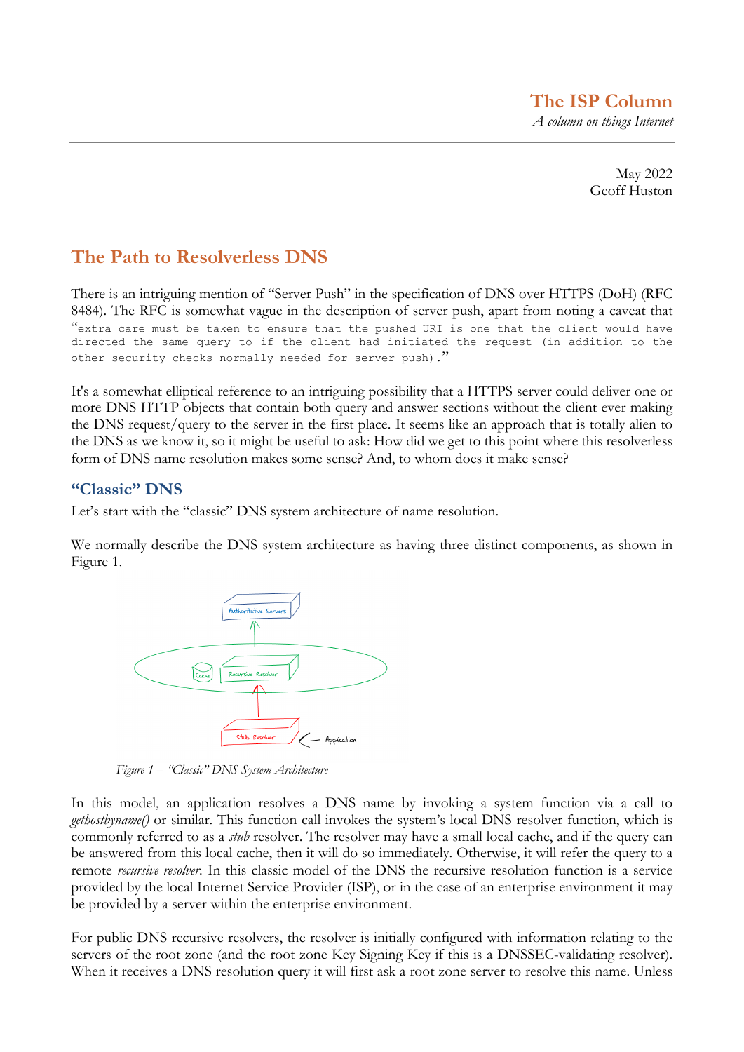# The ISP Column

*A column on things Internet*

May 2022
Geoff Huston

## The Path to Resolverless DNS

There is an intriguing mention of "Server Push" in the specification of DNS over HTTPS (DoH) (RFC 8484). The RFC is somewhat vague in the description of server push, apart from noting a caveat that "`extra care must be taken to ensure that the pushed URI is one that the client would have directed the same query to if the client had initiated the request (in addition to the other security checks normally needed for server push).`"

It's a somewhat elliptical reference to an intriguing possibility that a HTTPS server could deliver one or more DNS HTTP objects that contain both query and answer sections without the client ever making the DNS request/query to the server in the first place. It seems like an approach that is totally alien to the DNS as we know it, so it might be useful to ask: How did we get to this point where this resolverless form of DNS name resolution makes some sense? And, to whom does it make sense?

### "Classic" DNS

Let's start with the "classic" DNS system architecture of name resolution.

We normally describe the DNS system architecture as having three distinct components, as shown in Figure 1.

Authoritative Servers

Cache

Recursive Resolver

Stub Resolver

Application

*Figure 1 – "Classic" DNS System Architecture*

In this model, an application resolves a DNS name by invoking a system function via a call to *gethostbyname()* or similar. This function call invokes the system's local DNS resolver function, which is commonly referred to as a *stub* resolver. The resolver may have a small local cache, and if the query can be answered from this local cache, then it will do so immediately. Otherwise, it will refer the query to a remote *recursive resolver*. In this classic model of the DNS the recursive resolution function is a service provided by the local Internet Service Provider (ISP), or in the case of an enterprise environment it may be provided by a server within the enterprise environment.

For public DNS recursive resolvers, the resolver is initially configured with information relating to the servers of the root zone (and the root zone Key Signing Key if this is a DNSSEC-validating resolver). When it receives a DNS resolution query it will first ask a root zone server to resolve this name. Unless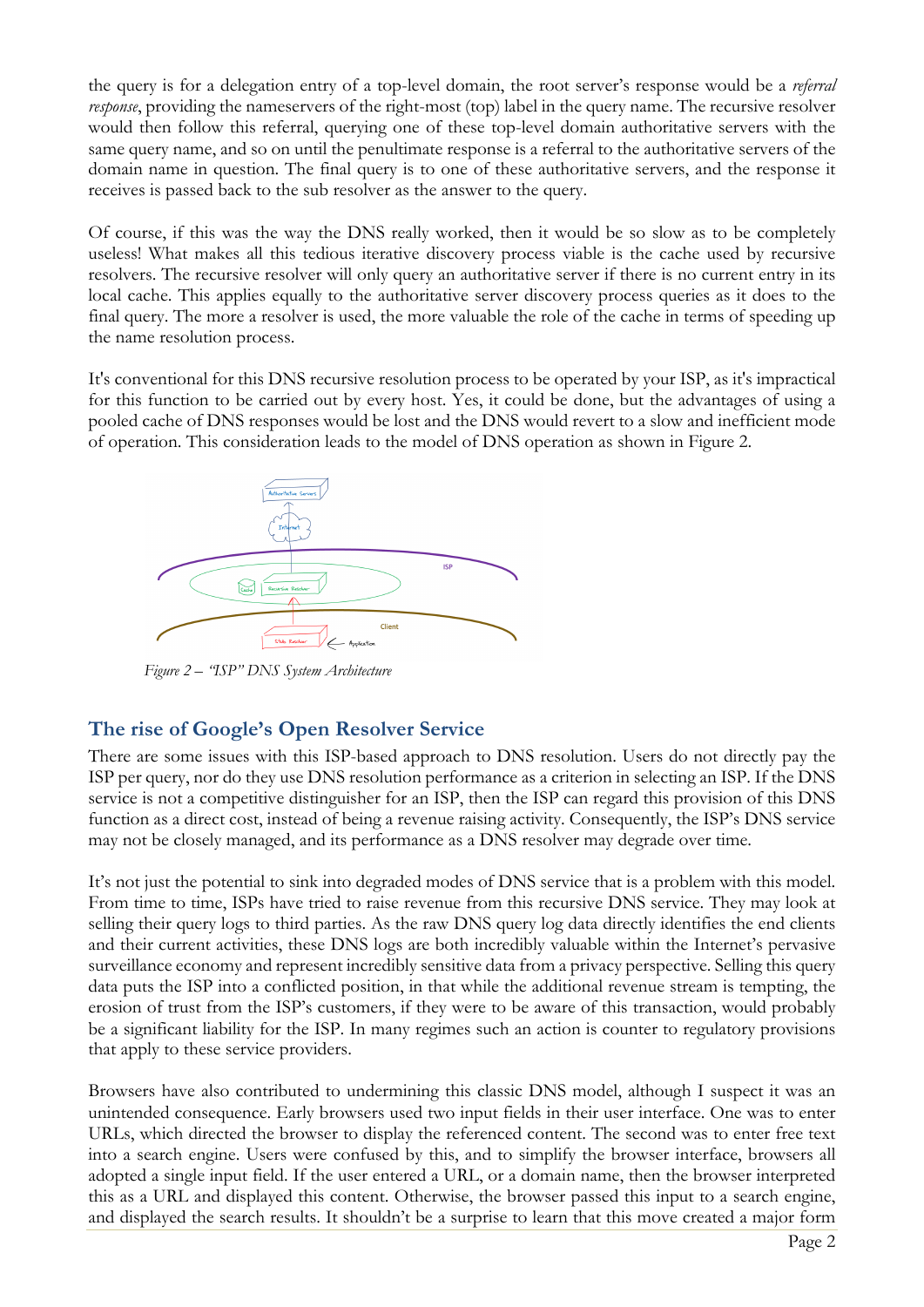the query is for a delegation entry of a top-level domain, the root server's response would be a *referral response*, providing the nameservers of the right-most (top) label in the query name. The recursive resolver would then follow this referral, querying one of these top-level domain authoritative servers with the same query name, and so on until the penultimate response is a referral to the authoritative servers of the domain name in question. The final query is to one of these authoritative servers, and the response it receives is passed back to the sub resolver as the answer to the query.

Of course, if this was the way the DNS really worked, then it would be so slow as to be completely useless! What makes all this tedious iterative discovery process viable is the cache used by recursive resolvers. The recursive resolver will only query an authoritative server if there is no current entry in its local cache. This applies equally to the authoritative server discovery process queries as it does to the final query. The more a resolver is used, the more valuable the role of the cache in terms of speeding up the name resolution process.

It's conventional for this DNS recursive resolution process to be operated by your ISP, as it's impractical for this function to be carried out by every host. Yes, it could be done, but the advantages of using a pooled cache of DNS responses would be lost and the DNS would revert to a slow and inefficient mode of operation. This consideration leads to the model of DNS operation as shown in Figure 2.

Authoritative Servers

Internet

ISP

Cache

Recursive Resolver

Client

Stub Resolver

Application

*Figure 2 – "ISP" DNS System Architecture*

## The rise of Google's Open Resolver Service

There are some issues with this ISP-based approach to DNS resolution. Users do not directly pay the ISP per query, nor do they use DNS resolution performance as a criterion in selecting an ISP. If the DNS service is not a competitive distinguisher for an ISP, then the ISP can regard this provision of this DNS function as a direct cost, instead of being a revenue raising activity. Consequently, the ISP's DNS service may not be closely managed, and its performance as a DNS resolver may degrade over time.

It's not just the potential to sink into degraded modes of DNS service that is a problem with this model. From time to time, ISPs have tried to raise revenue from this recursive DNS service. They may look at selling their query logs to third parties. As the raw DNS query log data directly identifies the end clients and their current activities, these DNS logs are both incredibly valuable within the Internet's pervasive surveillance economy and represent incredibly sensitive data from a privacy perspective. Selling this query data puts the ISP into a conflicted position, in that while the additional revenue stream is tempting, the erosion of trust from the ISP's customers, if they were to be aware of this transaction, would probably be a significant liability for the ISP. In many regimes such an action is counter to regulatory provisions that apply to these service providers.

Browsers have also contributed to undermining this classic DNS model, although I suspect it was an unintended consequence. Early browsers used two input fields in their user interface. One was to enter URLs, which directed the browser to display the referenced content. The second was to enter free text into a search engine. Users were confused by this, and to simplify the browser interface, browsers all adopted a single input field. If the user entered a URL, or a domain name, then the browser interpreted this as a URL and displayed this content. Otherwise, the browser passed this input to a search engine, and displayed the search results. It shouldn't be a surprise to learn that this move created a major form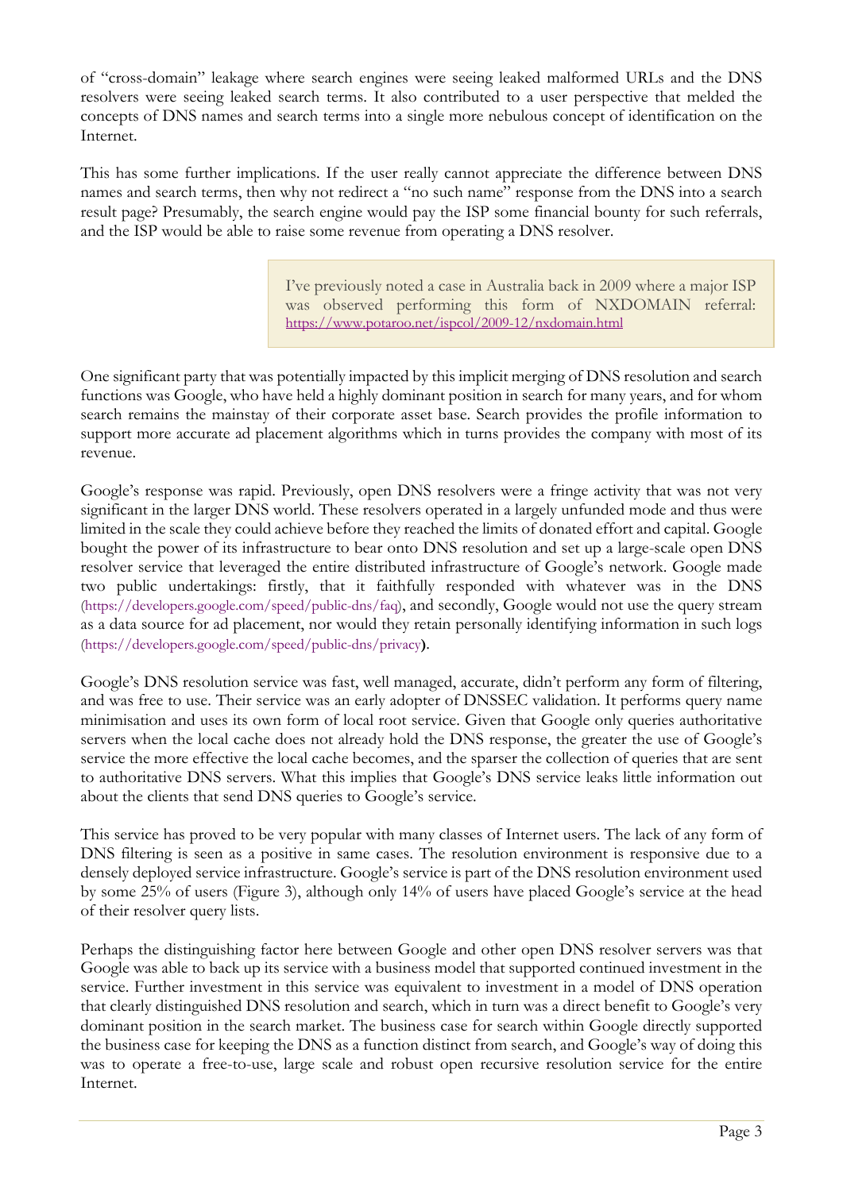of "cross-domain" leakage where search engines were seeing leaked malformed URLs and the DNS resolvers were seeing leaked search terms. It also contributed to a user perspective that melded the concepts of DNS names and search terms into a single more nebulous concept of identification on the Internet.

This has some further implications. If the user really cannot appreciate the difference between DNS names and search terms, then why not redirect a "no such name" response from the DNS into a search result page? Presumably, the search engine would pay the ISP some financial bounty for such referrals, and the ISP would be able to raise some revenue from operating a DNS resolver.

> I've previously noted a case in Australia back in 2009 where a major ISP was observed performing this form of NXDOMAIN referral: https://www.potaroo.net/ispcol/2009-12/nxdomain.html

One significant party that was potentially impacted by this implicit merging of DNS resolution and search functions was Google, who have held a highly dominant position in search for many years, and for whom search remains the mainstay of their corporate asset base. Search provides the profile information to support more accurate ad placement algorithms which in turns provides the company with most of its revenue.

Google's response was rapid. Previously, open DNS resolvers were a fringe activity that was not very significant in the larger DNS world. These resolvers operated in a largely unfunded mode and thus were limited in the scale they could achieve before they reached the limits of donated effort and capital. Google bought the power of its infrastructure to bear onto DNS resolution and set up a large-scale open DNS resolver service that leveraged the entire distributed infrastructure of Google's network. Google made two public undertakings: firstly, that it faithfully responded with whatever was in the DNS (https://developers.google.com/speed/public-dns/faq), and secondly, Google would not use the query stream as a data source for ad placement, nor would they retain personally identifying information in such logs (https://developers.google.com/speed/public-dns/privacy).

Google's DNS resolution service was fast, well managed, accurate, didn't perform any form of filtering, and was free to use. Their service was an early adopter of DNSSEC validation. It performs query name minimisation and uses its own form of local root service. Given that Google only queries authoritative servers when the local cache does not already hold the DNS response, the greater the use of Google's service the more effective the local cache becomes, and the sparser the collection of queries that are sent to authoritative DNS servers. What this implies that Google's DNS service leaks little information out about the clients that send DNS queries to Google's service.

This service has proved to be very popular with many classes of Internet users. The lack of any form of DNS filtering is seen as a positive in same cases. The resolution environment is responsive due to a densely deployed service infrastructure. Google's service is part of the DNS resolution environment used by some 25% of users (Figure 3), although only 14% of users have placed Google's service at the head of their resolver query lists.

Perhaps the distinguishing factor here between Google and other open DNS resolver servers was that Google was able to back up its service with a business model that supported continued investment in the service. Further investment in this service was equivalent to investment in a model of DNS operation that clearly distinguished DNS resolution and search, which in turn was a direct benefit to Google's very dominant position in the search market. The business case for search within Google directly supported the business case for keeping the DNS as a function distinct from search, and Google's way of doing this was to operate a free-to-use, large scale and robust open recursive resolution service for the entire Internet.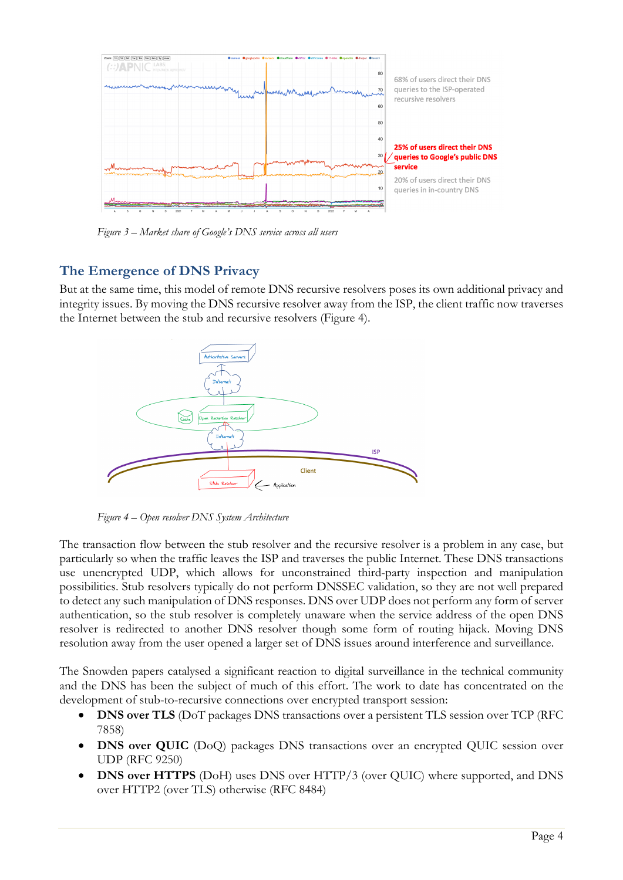68% of users direct their DNS queries to the ISP-operated recursive resolvers

25% of users direct their DNS queries to Google's public DNS service

20% of users direct their DNS queries in in-country DNS

*Figure 3 – Market share of Google's DNS service across all users*

## The Emergence of DNS Privacy

But at the same time, this model of remote DNS recursive resolvers poses its own additional privacy and integrity issues. By moving the DNS recursive resolver away from the ISP, the client traffic now traverses the Internet between the stub and recursive resolvers (Figure 4).

Authoritative Servers

Internet

Cache

Open Recursive Resolver

Internet

ISP

Client

Stub Resolver

Application

*Figure 4 – Open resolver DNS System Architecture*

The transaction flow between the stub resolver and the recursive resolver is a problem in any case, but particularly so when the traffic leaves the ISP and traverses the public Internet. These DNS transactions use unencrypted UDP, which allows for unconstrained third-party inspection and manipulation possibilities. Stub resolvers typically do not perform DNSSEC validation, so they are not well prepared to detect any such manipulation of DNS responses. DNS over UDP does not perform any form of server authentication, so the stub resolver is completely unaware when the service address of the open DNS resolver is redirected to another DNS resolver though some form of routing hijack. Moving DNS resolution away from the user opened a larger set of DNS issues around interference and surveillance.

The Snowden papers catalysed a significant reaction to digital surveillance in the technical community and the DNS has been the subject of much of this effort. The work to date has concentrated on the development of stub-to-recursive connections over encrypted transport session:

- **DNS over TLS** (DoT packages DNS transactions over a persistent TLS session over TCP (RFC 7858)
- **DNS over QUIC** (DoQ) packages DNS transactions over an encrypted QUIC session over UDP (RFC 9250)
- **DNS over HTTPS** (DoH) uses DNS over HTTP/3 (over QUIC) where supported, and DNS over HTTP2 (over TLS) otherwise (RFC 8484)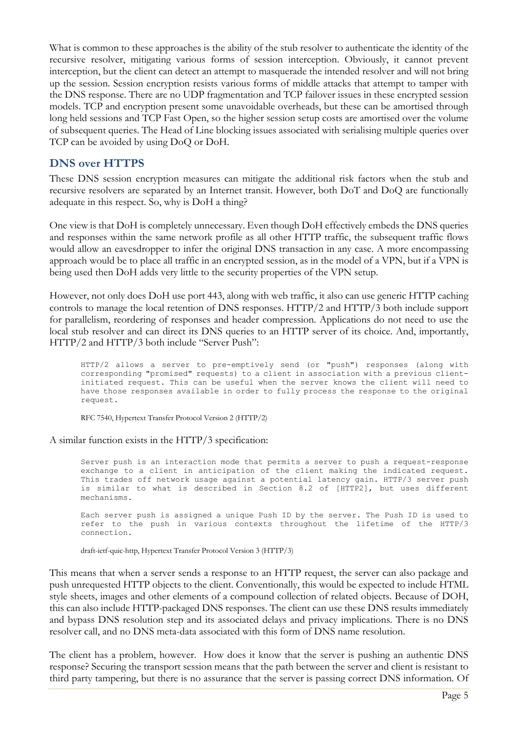What is common to these approaches is the ability of the stub resolver to authenticate the identity of the recursive resolver, mitigating various forms of session interception. Obviously, it cannot prevent interception, but the client can detect an attempt to masquerade the intended resolver and will not bring up the session. Session encryption resists various forms of middle attacks that attempt to tamper with the DNS response. There are no UDP fragmentation and TCP failover issues in these encrypted session models. TCP and encryption present some unavoidable overheads, but these can be amortised through long held sessions and TCP Fast Open, so the higher session setup costs are amortised over the volume of subsequent queries. The Head of Line blocking issues associated with serialising multiple queries over TCP can be avoided by using DoQ or DoH.

## DNS over HTTPS

These DNS session encryption measures can mitigate the additional risk factors when the stub and recursive resolvers are separated by an Internet transit. However, both DoT and DoQ are functionally adequate in this respect. So, why is DoH a thing?

One view is that DoH is completely unnecessary. Even though DoH effectively embeds the DNS queries and responses within the same network profile as all other HTTP traffic, the subsequent traffic flows would allow an eavesdropper to infer the original DNS transaction in any case. A more encompassing approach would be to place all traffic in an encrypted session, as in the model of a VPN, but if a VPN is being used then DoH adds very little to the security properties of the VPN setup.

However, not only does DoH use port 443, along with web traffic, it also can use generic HTTP caching controls to manage the local retention of DNS responses. HTTP/2 and HTTP/3 both include support for parallelism, reordering of responses and header compression. Applications do not need to use the local stub resolver and can direct its DNS queries to an HTTP server of its choice. And, importantly, HTTP/2 and HTTP/3 both include "Server Push":

```
HTTP/2 allows a server to pre-emptively send (or "push") responses (along with
corresponding "promised" requests) to a client in association with a previous client-
initiated request. This can be useful when the server knows the client will need to
have those responses available in order to fully process the response to the original
request.
```

RFC 7540, Hypertext Transfer Protocol Version 2 (HTTP/2)

A similar function exists in the HTTP/3 specification:

```
Server push is an interaction mode that permits a server to push a request-response
exchange to a client in anticipation of the client making the indicated request.
This trades off network usage against a potential latency gain. HTTP/3 server push
is similar to what is described in Section 8.2 of [HTTP2], but uses different
mechanisms.

Each server push is assigned a unique Push ID by the server. The Push ID is used to
refer to the push in various contexts throughout the lifetime of the HTTP/3
connection.
```

draft-ietf-quic-http, Hypertext Transfer Protocol Version 3 (HTTP/3)

This means that when a server sends a response to an HTTP request, the server can also package and push unrequested HTTP objects to the client. Conventionally, this would be expected to include HTML style sheets, images and other elements of a compound collection of related objects. Because of DOH, this can also include HTTP-packaged DNS responses. The client can use these DNS results immediately and bypass DNS resolution step and its associated delays and privacy implications. There is no DNS resolver call, and no DNS meta-data associated with this form of DNS name resolution.

The client has a problem, however. How does it know that the server is pushing an authentic DNS response? Securing the transport session means that the path between the server and client is resistant to third party tampering, but there is no assurance that the server is passing correct DNS information. Of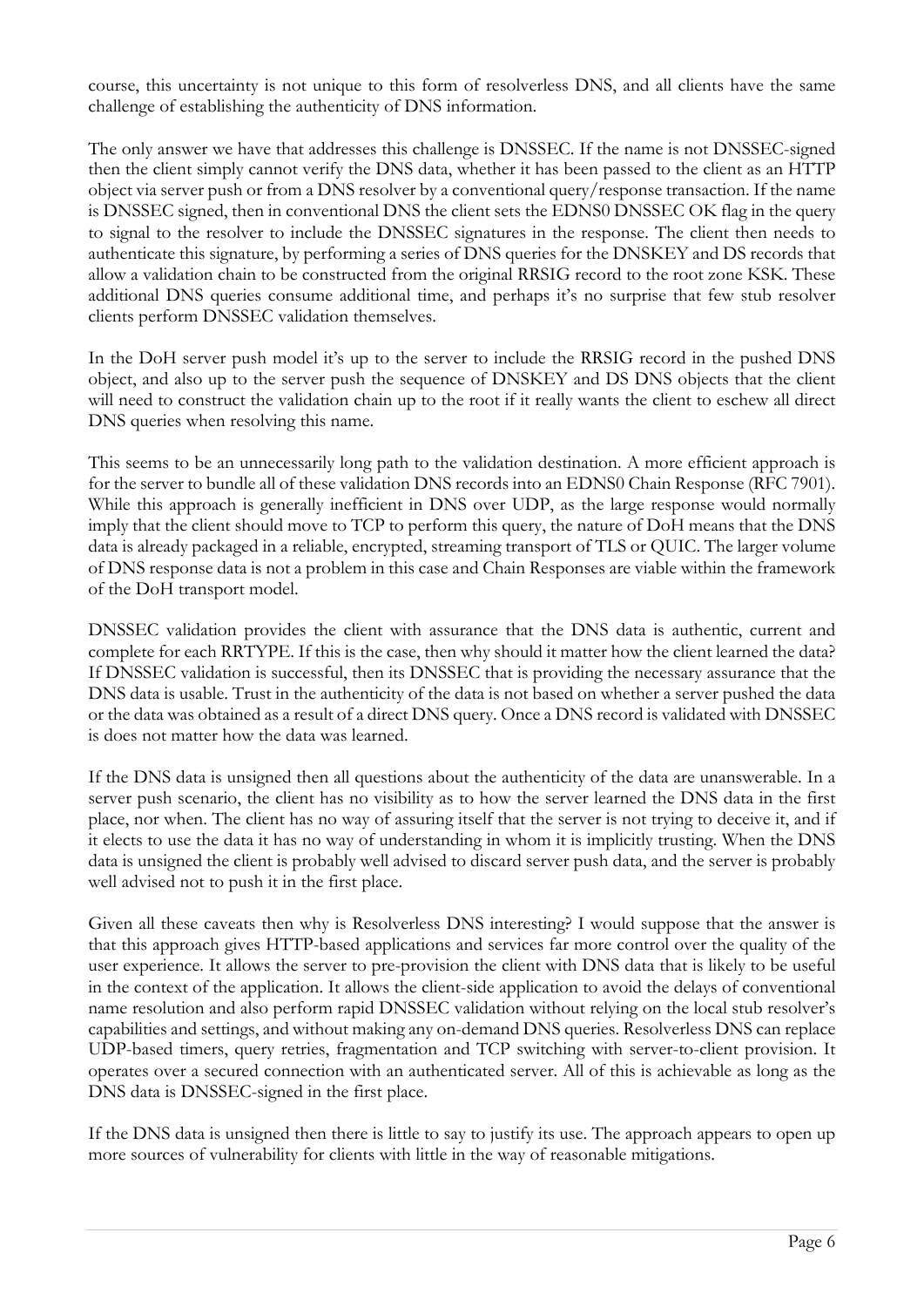course, this uncertainty is not unique to this form of resolverless DNS, and all clients have the same challenge of establishing the authenticity of DNS information.

The only answer we have that addresses this challenge is DNSSEC. If the name is not DNSSEC-signed then the client simply cannot verify the DNS data, whether it has been passed to the client as an HTTP object via server push or from a DNS resolver by a conventional query/response transaction. If the name is DNSSEC signed, then in conventional DNS the client sets the EDNS0 DNSSEC OK flag in the query to signal to the resolver to include the DNSSEC signatures in the response. The client then needs to authenticate this signature, by performing a series of DNS queries for the DNSKEY and DS records that allow a validation chain to be constructed from the original RRSIG record to the root zone KSK. These additional DNS queries consume additional time, and perhaps it's no surprise that few stub resolver clients perform DNSSEC validation themselves.

In the DoH server push model it's up to the server to include the RRSIG record in the pushed DNS object, and also up to the server push the sequence of DNSKEY and DS DNS objects that the client will need to construct the validation chain up to the root if it really wants the client to eschew all direct DNS queries when resolving this name.

This seems to be an unnecessarily long path to the validation destination. A more efficient approach is for the server to bundle all of these validation DNS records into an EDNS0 Chain Response (RFC 7901). While this approach is generally inefficient in DNS over UDP, as the large response would normally imply that the client should move to TCP to perform this query, the nature of DoH means that the DNS data is already packaged in a reliable, encrypted, streaming transport of TLS or QUIC. The larger volume of DNS response data is not a problem in this case and Chain Responses are viable within the framework of the DoH transport model.

DNSSEC validation provides the client with assurance that the DNS data is authentic, current and complete for each RRTYPE. If this is the case, then why should it matter how the client learned the data? If DNSSEC validation is successful, then its DNSSEC that is providing the necessary assurance that the DNS data is usable. Trust in the authenticity of the data is not based on whether a server pushed the data or the data was obtained as a result of a direct DNS query. Once a DNS record is validated with DNSSEC is does not matter how the data was learned.

If the DNS data is unsigned then all questions about the authenticity of the data are unanswerable. In a server push scenario, the client has no visibility as to how the server learned the DNS data in the first place, nor when. The client has no way of assuring itself that the server is not trying to deceive it, and if it elects to use the data it has no way of understanding in whom it is implicitly trusting. When the DNS data is unsigned the client is probably well advised to discard server push data, and the server is probably well advised not to push it in the first place.

Given all these caveats then why is Resolverless DNS interesting? I would suppose that the answer is that this approach gives HTTP-based applications and services far more control over the quality of the user experience. It allows the server to pre-provision the client with DNS data that is likely to be useful in the context of the application. It allows the client-side application to avoid the delays of conventional name resolution and also perform rapid DNSSEC validation without relying on the local stub resolver's capabilities and settings, and without making any on-demand DNS queries. Resolverless DNS can replace UDP-based timers, query retries, fragmentation and TCP switching with server-to-client provision. It operates over a secured connection with an authenticated server. All of this is achievable as long as the DNS data is DNSSEC-signed in the first place.

If the DNS data is unsigned then there is little to say to justify its use. The approach appears to open up more sources of vulnerability for clients with little in the way of reasonable mitigations.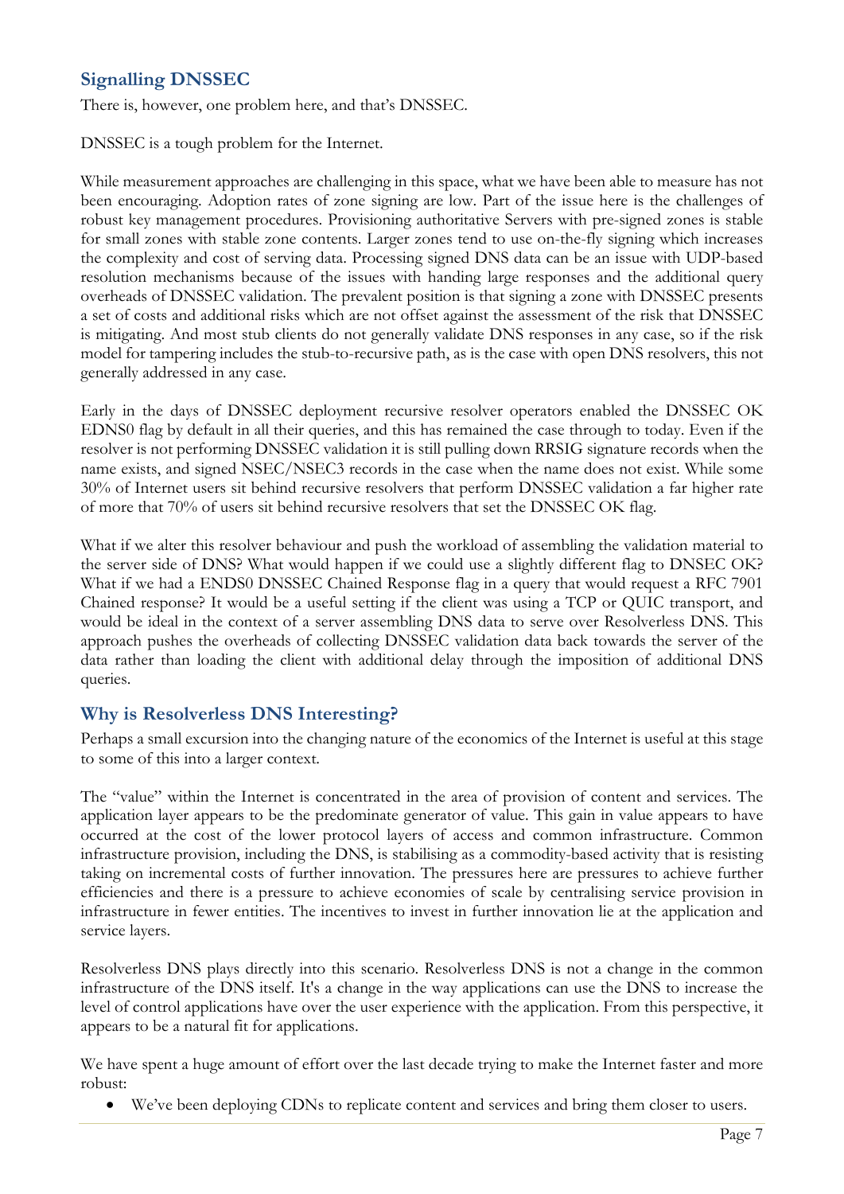## Signalling DNSSEC

There is, however, one problem here, and that's DNSSEC.

DNSSEC is a tough problem for the Internet.

While measurement approaches are challenging in this space, what we have been able to measure has not been encouraging. Adoption rates of zone signing are low. Part of the issue here is the challenges of robust key management procedures. Provisioning authoritative Servers with pre-signed zones is stable for small zones with stable zone contents. Larger zones tend to use on-the-fly signing which increases the complexity and cost of serving data. Processing signed DNS data can be an issue with UDP-based resolution mechanisms because of the issues with handing large responses and the additional query overheads of DNSSEC validation. The prevalent position is that signing a zone with DNSSEC presents a set of costs and additional risks which are not offset against the assessment of the risk that DNSSEC is mitigating. And most stub clients do not generally validate DNS responses in any case, so if the risk model for tampering includes the stub-to-recursive path, as is the case with open DNS resolvers, this not generally addressed in any case.

Early in the days of DNSSEC deployment recursive resolver operators enabled the DNSSEC OK EDNS0 flag by default in all their queries, and this has remained the case through to today. Even if the resolver is not performing DNSSEC validation it is still pulling down RRSIG signature records when the name exists, and signed NSEC/NSEC3 records in the case when the name does not exist. While some 30% of Internet users sit behind recursive resolvers that perform DNSSEC validation a far higher rate of more that 70% of users sit behind recursive resolvers that set the DNSSEC OK flag.

What if we alter this resolver behaviour and push the workload of assembling the validation material to the server side of DNS? What would happen if we could use a slightly different flag to DNSEC OK? What if we had a ENDS0 DNSSEC Chained Response flag in a query that would request a RFC 7901 Chained response? It would be a useful setting if the client was using a TCP or QUIC transport, and would be ideal in the context of a server assembling DNS data to serve over Resolverless DNS. This approach pushes the overheads of collecting DNSSEC validation data back towards the server of the data rather than loading the client with additional delay through the imposition of additional DNS queries.

## Why is Resolverless DNS Interesting?

Perhaps a small excursion into the changing nature of the economics of the Internet is useful at this stage to some of this into a larger context.

The "value" within the Internet is concentrated in the area of provision of content and services. The application layer appears to be the predominate generator of value. This gain in value appears to have occurred at the cost of the lower protocol layers of access and common infrastructure. Common infrastructure provision, including the DNS, is stabilising as a commodity-based activity that is resisting taking on incremental costs of further innovation. The pressures here are pressures to achieve further efficiencies and there is a pressure to achieve economies of scale by centralising service provision in infrastructure in fewer entities. The incentives to invest in further innovation lie at the application and service layers.

Resolverless DNS plays directly into this scenario. Resolverless DNS is not a change in the common infrastructure of the DNS itself. It's a change in the way applications can use the DNS to increase the level of control applications have over the user experience with the application. From this perspective, it appears to be a natural fit for applications.

We have spent a huge amount of effort over the last decade trying to make the Internet faster and more robust:

- We've been deploying CDNs to replicate content and services and bring them closer to users.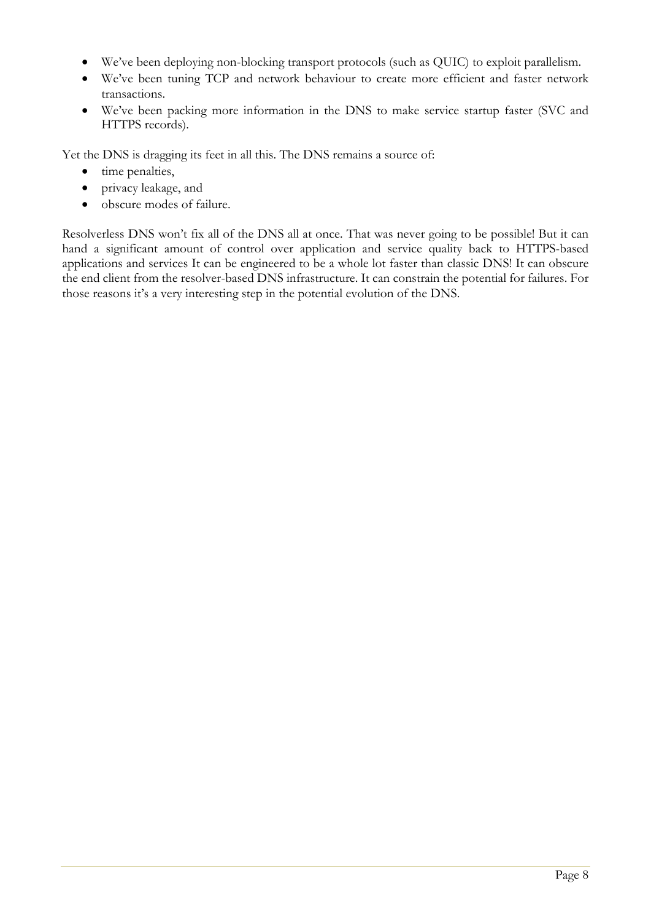- We've been deploying non-blocking transport protocols (such as QUIC) to exploit parallelism.
- We've been tuning TCP and network behaviour to create more efficient and faster network transactions.
- We've been packing more information in the DNS to make service startup faster (SVC and HTTPS records).

Yet the DNS is dragging its feet in all this. The DNS remains a source of:

- time penalties,
- privacy leakage, and
- obscure modes of failure.

Resolverless DNS won't fix all of the DNS all at once. That was never going to be possible! But it can hand a significant amount of control over application and service quality back to HTTPS-based applications and services It can be engineered to be a whole lot faster than classic DNS! It can obscure the end client from the resolver-based DNS infrastructure. It can constrain the potential for failures. For those reasons it's a very interesting step in the potential evolution of the DNS.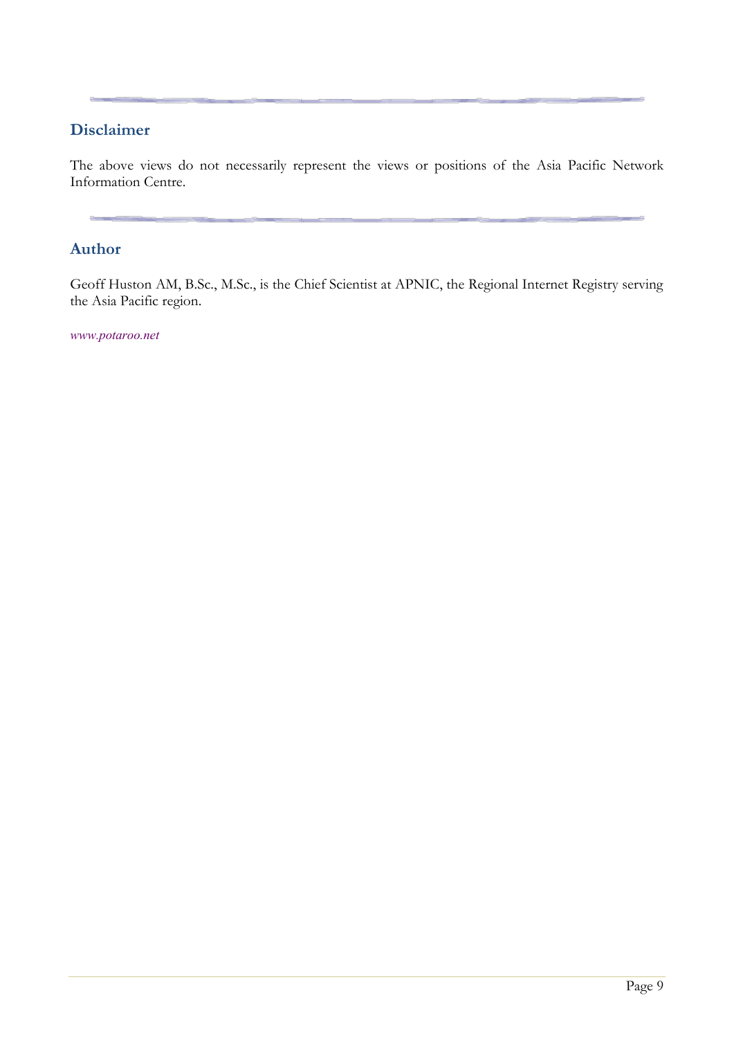## Disclaimer

The above views do not necessarily represent the views or positions of the Asia Pacific Network Information Centre.

## Author

Geoff Huston AM, B.Sc., M.Sc., is the Chief Scientist at APNIC, the Regional Internet Registry serving the Asia Pacific region.

*www.potaroo.net*